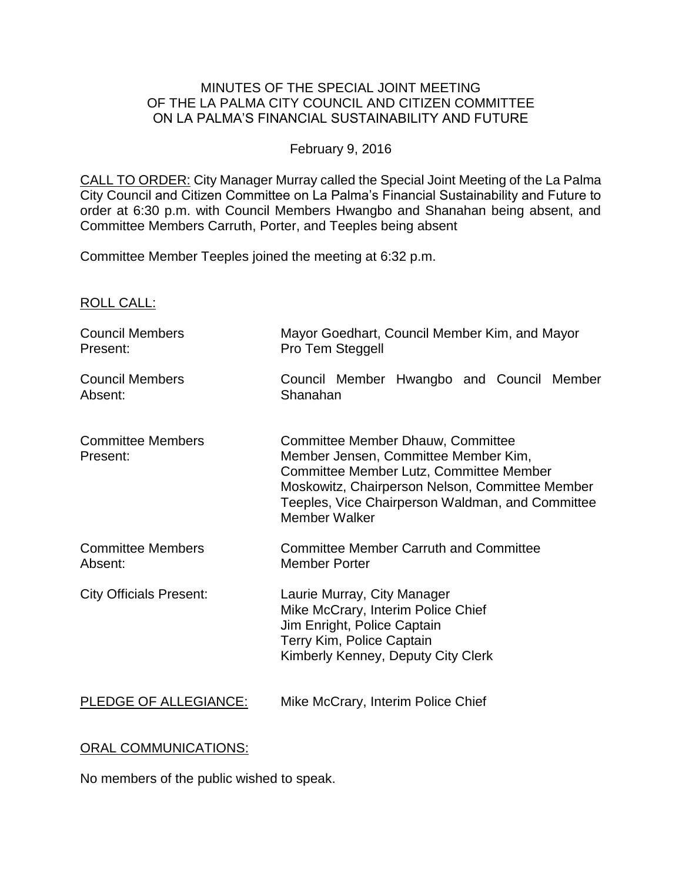MINUTES OF THE SPECIAL JOINT MEETING
OF THE LA PALMA CITY COUNCIL AND CITIZEN COMMITTEE
ON LA PALMA'S FINANCIAL SUSTAINABILITY AND FUTURE

February 9, 2016

CALL TO ORDER: City Manager Murray called the Special Joint Meeting of the La Palma City Council and Citizen Committee on La Palma's Financial Sustainability and Future to order at 6:30 p.m. with Council Members Hwangbo and Shanahan being absent, and Committee Members Carruth, Porter, and Teeples being absent

Committee Member Teeples joined the meeting at 6:32 p.m.

ROLL CALL:

| | |
|---|---|
| Council Members Present: | Mayor Goedhart, Council Member Kim, and Mayor Pro Tem Steggell |
| Council Members Absent: | Council Member Hwangbo and Council Member Shanahan |
| Committee Members Present: | Committee Member Dhauw, Committee Member Jensen, Committee Member Kim, Committee Member Lutz, Committee Member Moskowitz, Chairperson Nelson, Committee Member Teeples, Vice Chairperson Waldman, and Committee Member Walker |
| Committee Members Absent: | Committee Member Carruth and Committee Member Porter |
| City Officials Present: | Laurie Murray, City Manager<br>Mike McCrary, Interim Police Chief<br>Jim Enright, Police Captain<br>Terry Kim, Police Captain<br>Kimberly Kenney, Deputy City Clerk |

PLEDGE OF ALLEGIANCE: Mike McCrary, Interim Police Chief

ORAL COMMUNICATIONS:

No members of the public wished to speak.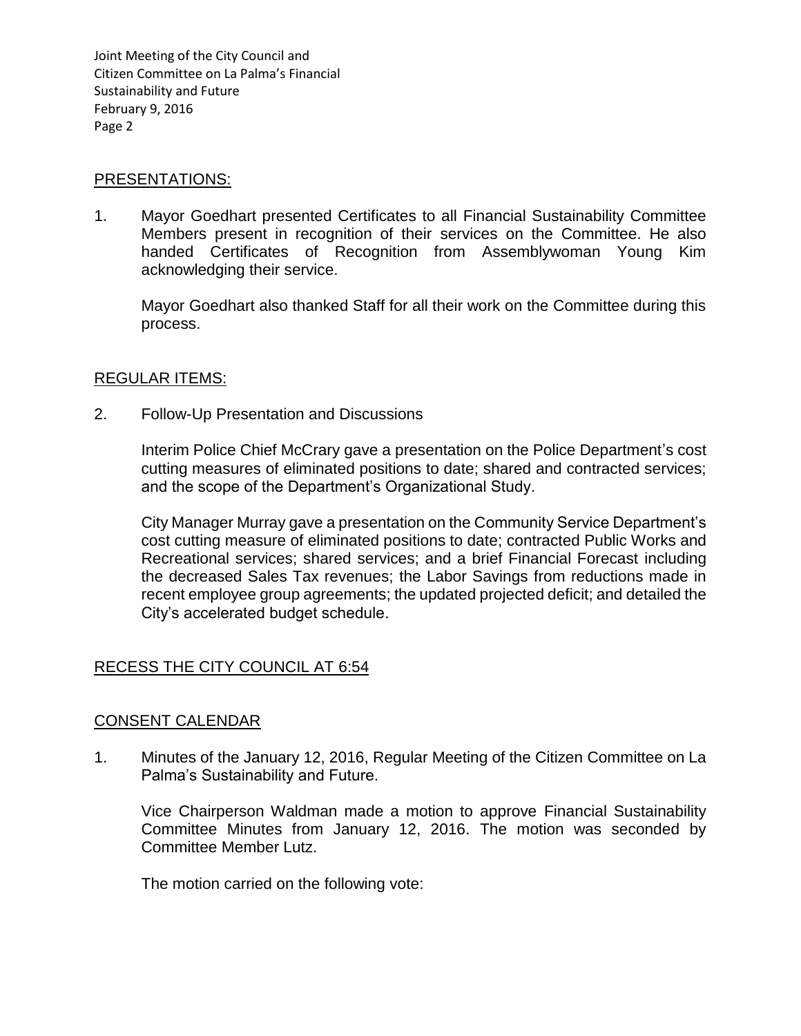## PRESENTATIONS:

1. Mayor Goedhart presented Certificates to all Financial Sustainability Committee Members present in recognition of their services on the Committee. He also handed Certificates of Recognition from Assemblywoman Young Kim acknowledging their service.

   Mayor Goedhart also thanked Staff for all their work on the Committee during this process.

## REGULAR ITEMS:

2. Follow-Up Presentation and Discussions

   Interim Police Chief McCrary gave a presentation on the Police Department's cost cutting measures of eliminated positions to date; shared and contracted services; and the scope of the Department's Organizational Study.

   City Manager Murray gave a presentation on the Community Service Department's cost cutting measure of eliminated positions to date; contracted Public Works and Recreational services; shared services; and a brief Financial Forecast including the decreased Sales Tax revenues; the Labor Savings from reductions made in recent employee group agreements; the updated projected deficit; and detailed the City's accelerated budget schedule.

## RECESS THE CITY COUNCIL AT 6:54

## CONSENT CALENDAR

1. Minutes of the January 12, 2016, Regular Meeting of the Citizen Committee on La Palma's Sustainability and Future.

   Vice Chairperson Waldman made a motion to approve Financial Sustainability Committee Minutes from January 12, 2016. The motion was seconded by Committee Member Lutz.

   The motion carried on the following vote: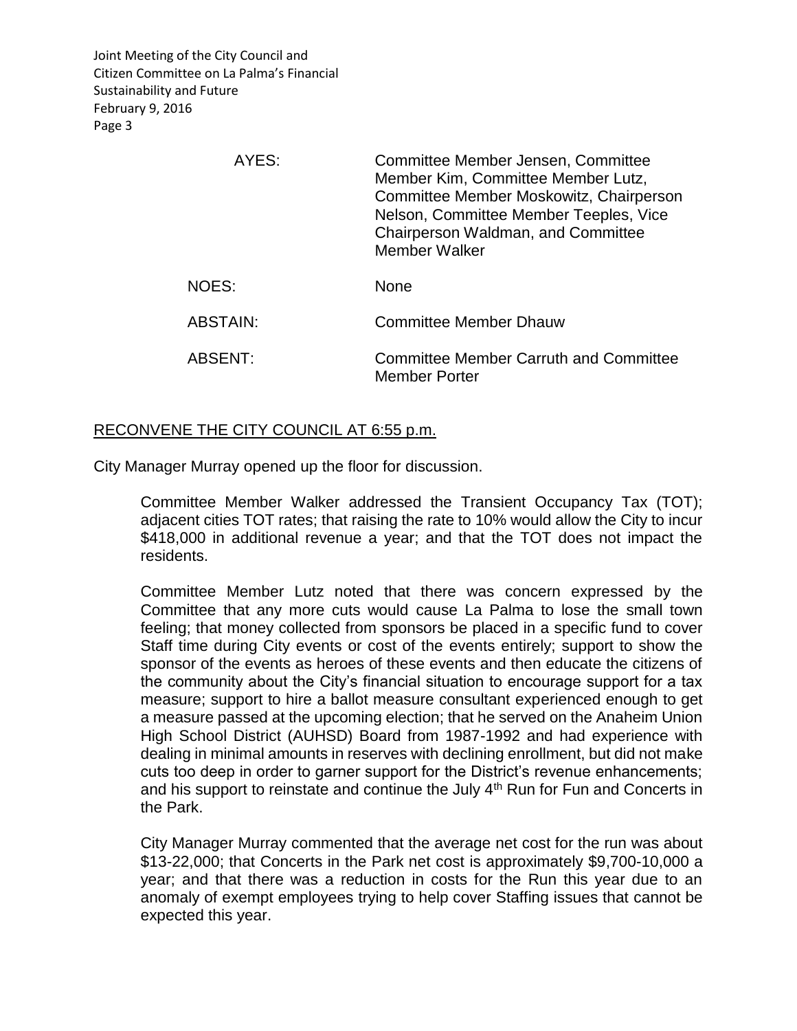| | |
|---|---|
| AYES: | Committee Member Jensen, Committee Member Kim, Committee Member Lutz, Committee Member Moskowitz, Chairperson Nelson, Committee Member Teeples, Vice Chairperson Waldman, and Committee Member Walker |
| NOES: | None |
| ABSTAIN: | Committee Member Dhauw |
| ABSENT: | Committee Member Carruth and Committee Member Porter |

RECONVENE THE CITY COUNCIL AT 6:55 p.m.

City Manager Murray opened up the floor for discussion.

Committee Member Walker addressed the Transient Occupancy Tax (TOT); adjacent cities TOT rates; that raising the rate to 10% would allow the City to incur $418,000 in additional revenue a year; and that the TOT does not impact the residents.

Committee Member Lutz noted that there was concern expressed by the Committee that any more cuts would cause La Palma to lose the small town feeling; that money collected from sponsors be placed in a specific fund to cover Staff time during City events or cost of the events entirely; support to show the sponsor of the events as heroes of these events and then educate the citizens of the community about the City's financial situation to encourage support for a tax measure; support to hire a ballot measure consultant experienced enough to get a measure passed at the upcoming election; that he served on the Anaheim Union High School District (AUHSD) Board from 1987-1992 and had experience with dealing in minimal amounts in reserves with declining enrollment, but did not make cuts too deep in order to garner support for the District's revenue enhancements; and his support to reinstate and continue the July 4th Run for Fun and Concerts in the Park.

City Manager Murray commented that the average net cost for the run was about $13-22,000; that Concerts in the Park net cost is approximately $9,700-10,000 a year; and that there was a reduction in costs for the Run this year due to an anomaly of exempt employees trying to help cover Staffing issues that cannot be expected this year.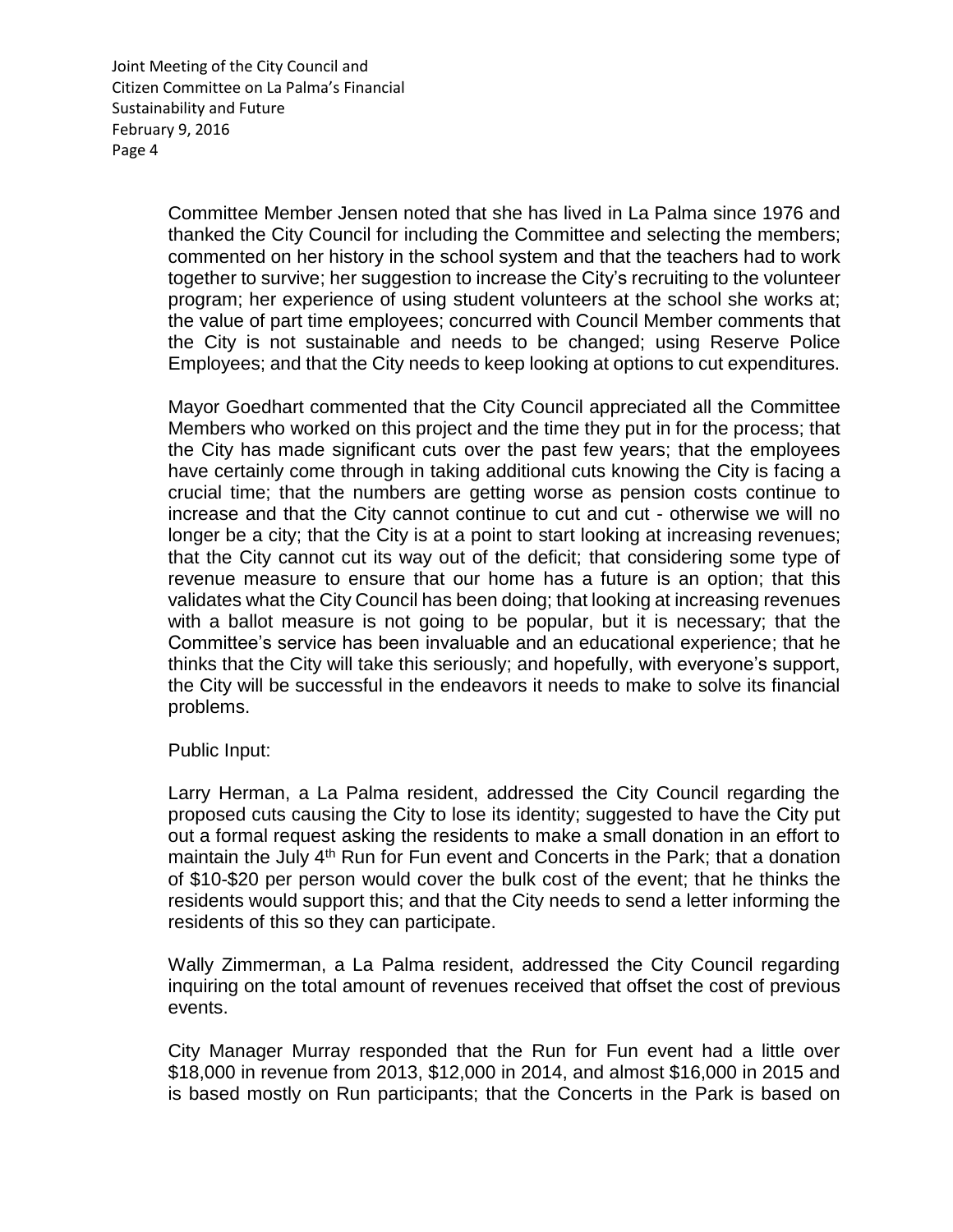Committee Member Jensen noted that she has lived in La Palma since 1976 and thanked the City Council for including the Committee and selecting the members; commented on her history in the school system and that the teachers had to work together to survive; her suggestion to increase the City's recruiting to the volunteer program; her experience of using student volunteers at the school she works at; the value of part time employees; concurred with Council Member comments that the City is not sustainable and needs to be changed; using Reserve Police Employees; and that the City needs to keep looking at options to cut expenditures.

Mayor Goedhart commented that the City Council appreciated all the Committee Members who worked on this project and the time they put in for the process; that the City has made significant cuts over the past few years; that the employees have certainly come through in taking additional cuts knowing the City is facing a crucial time; that the numbers are getting worse as pension costs continue to increase and that the City cannot continue to cut and cut - otherwise we will no longer be a city; that the City is at a point to start looking at increasing revenues; that the City cannot cut its way out of the deficit; that considering some type of revenue measure to ensure that our home has a future is an option; that this validates what the City Council has been doing; that looking at increasing revenues with a ballot measure is not going to be popular, but it is necessary; that the Committee's service has been invaluable and an educational experience; that he thinks that the City will take this seriously; and hopefully, with everyone's support, the City will be successful in the endeavors it needs to make to solve its financial problems.

Public Input:

Larry Herman, a La Palma resident, addressed the City Council regarding the proposed cuts causing the City to lose its identity; suggested to have the City put out a formal request asking the residents to make a small donation in an effort to maintain the July 4th Run for Fun event and Concerts in the Park; that a donation of \$10-\$20 per person would cover the bulk cost of the event; that he thinks the residents would support this; and that the City needs to send a letter informing the residents of this so they can participate.

Wally Zimmerman, a La Palma resident, addressed the City Council regarding inquiring on the total amount of revenues received that offset the cost of previous events.

City Manager Murray responded that the Run for Fun event had a little over \$18,000 in revenue from 2013, \$12,000 in 2014, and almost \$16,000 in 2015 and is based mostly on Run participants; that the Concerts in the Park is based on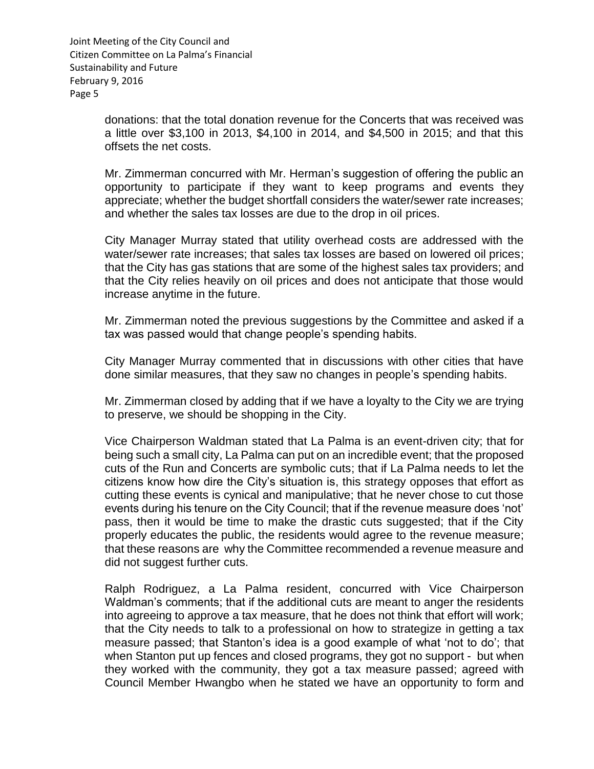donations: that the total donation revenue for the Concerts that was received was a little over $3,100 in 2013, $4,100 in 2014, and $4,500 in 2015; and that this offsets the net costs.

Mr. Zimmerman concurred with Mr. Herman's suggestion of offering the public an opportunity to participate if they want to keep programs and events they appreciate; whether the budget shortfall considers the water/sewer rate increases; and whether the sales tax losses are due to the drop in oil prices.

City Manager Murray stated that utility overhead costs are addressed with the water/sewer rate increases; that sales tax losses are based on lowered oil prices; that the City has gas stations that are some of the highest sales tax providers; and that the City relies heavily on oil prices and does not anticipate that those would increase anytime in the future.

Mr. Zimmerman noted the previous suggestions by the Committee and asked if a tax was passed would that change people's spending habits.

City Manager Murray commented that in discussions with other cities that have done similar measures, that they saw no changes in people's spending habits.

Mr. Zimmerman closed by adding that if we have a loyalty to the City we are trying to preserve, we should be shopping in the City.

Vice Chairperson Waldman stated that La Palma is an event-driven city; that for being such a small city, La Palma can put on an incredible event; that the proposed cuts of the Run and Concerts are symbolic cuts; that if La Palma needs to let the citizens know how dire the City's situation is, this strategy opposes that effort as cutting these events is cynical and manipulative; that he never chose to cut those events during his tenure on the City Council; that if the revenue measure does 'not' pass, then it would be time to make the drastic cuts suggested; that if the City properly educates the public, the residents would agree to the revenue measure; that these reasons are why the Committee recommended a revenue measure and did not suggest further cuts.

Ralph Rodriguez, a La Palma resident, concurred with Vice Chairperson Waldman's comments; that if the additional cuts are meant to anger the residents into agreeing to approve a tax measure, that he does not think that effort will work; that the City needs to talk to a professional on how to strategize in getting a tax measure passed; that Stanton's idea is a good example of what 'not to do'; that when Stanton put up fences and closed programs, they got no support - but when they worked with the community, they got a tax measure passed; agreed with Council Member Hwangbo when he stated we have an opportunity to form and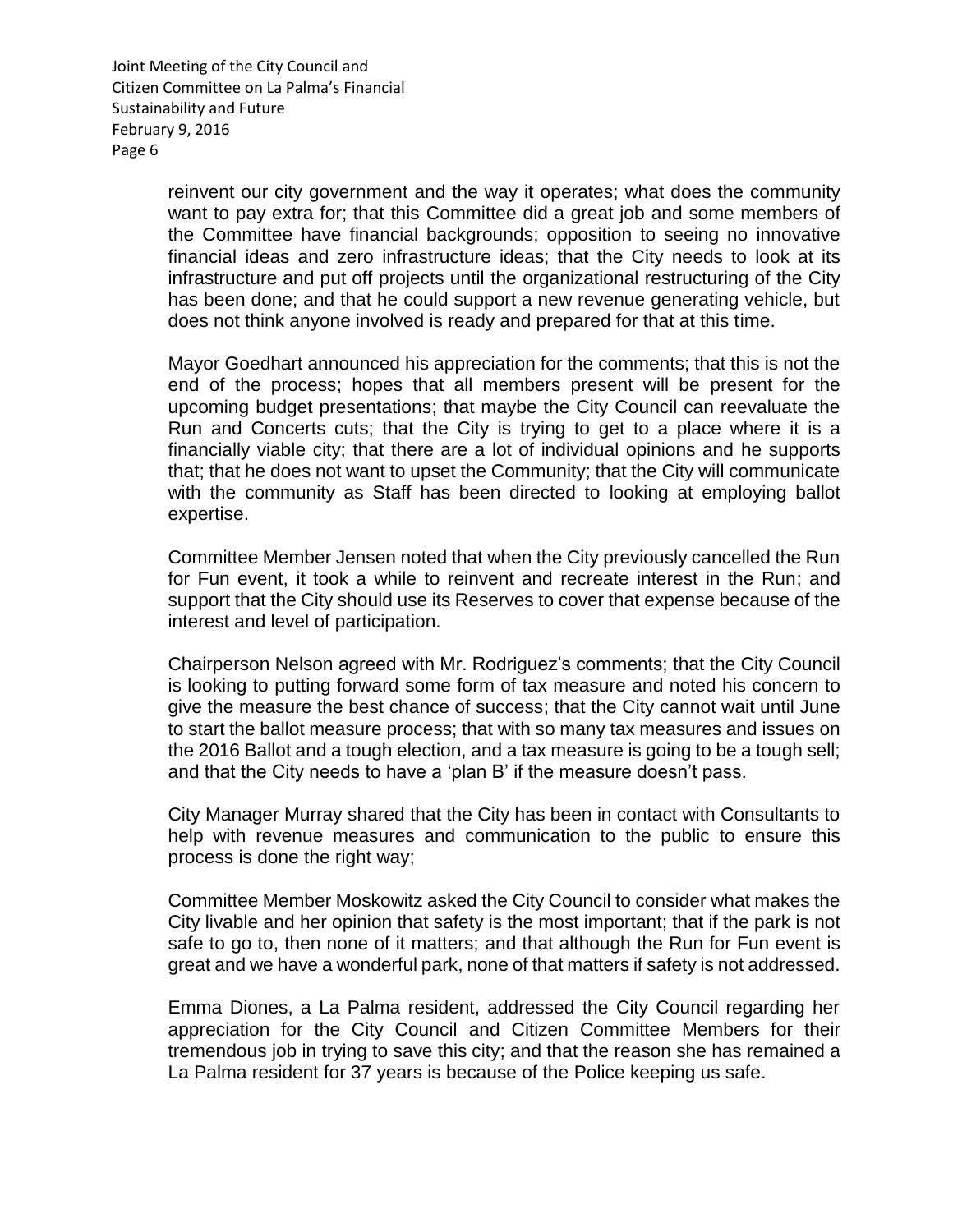reinvent our city government and the way it operates; what does the community want to pay extra for; that this Committee did a great job and some members of the Committee have financial backgrounds; opposition to seeing no innovative financial ideas and zero infrastructure ideas; that the City needs to look at its infrastructure and put off projects until the organizational restructuring of the City has been done; and that he could support a new revenue generating vehicle, but does not think anyone involved is ready and prepared for that at this time.

Mayor Goedhart announced his appreciation for the comments; that this is not the end of the process; hopes that all members present will be present for the upcoming budget presentations; that maybe the City Council can reevaluate the Run and Concerts cuts; that the City is trying to get to a place where it is a financially viable city; that there are a lot of individual opinions and he supports that; that he does not want to upset the Community; that the City will communicate with the community as Staff has been directed to looking at employing ballot expertise.

Committee Member Jensen noted that when the City previously cancelled the Run for Fun event, it took a while to reinvent and recreate interest in the Run; and support that the City should use its Reserves to cover that expense because of the interest and level of participation.

Chairperson Nelson agreed with Mr. Rodriguez's comments; that the City Council is looking to putting forward some form of tax measure and noted his concern to give the measure the best chance of success; that the City cannot wait until June to start the ballot measure process; that with so many tax measures and issues on the 2016 Ballot and a tough election, and a tax measure is going to be a tough sell; and that the City needs to have a 'plan B' if the measure doesn't pass.

City Manager Murray shared that the City has been in contact with Consultants to help with revenue measures and communication to the public to ensure this process is done the right way;

Committee Member Moskowitz asked the City Council to consider what makes the City livable and her opinion that safety is the most important; that if the park is not safe to go to, then none of it matters; and that although the Run for Fun event is great and we have a wonderful park, none of that matters if safety is not addressed.

Emma Diones, a La Palma resident, addressed the City Council regarding her appreciation for the City Council and Citizen Committee Members for their tremendous job in trying to save this city; and that the reason she has remained a La Palma resident for 37 years is because of the Police keeping us safe.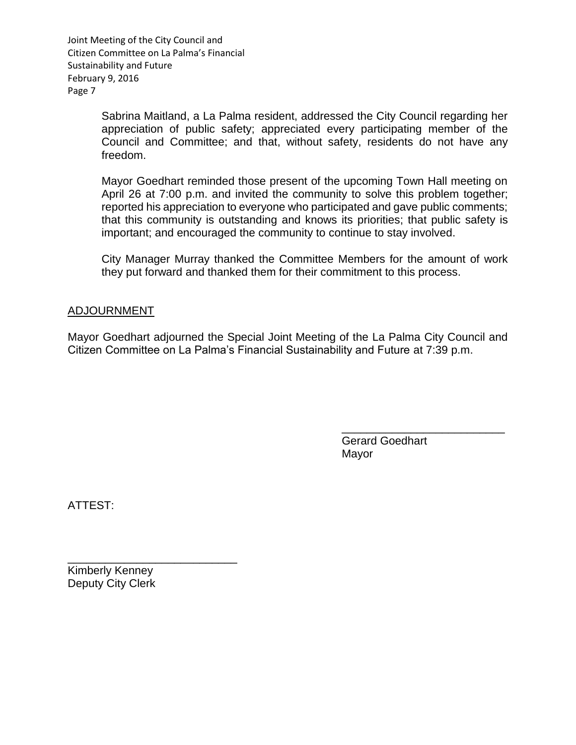Sabrina Maitland, a La Palma resident, addressed the City Council regarding her appreciation of public safety; appreciated every participating member of the Council and Committee; and that, without safety, residents do not have any freedom.

Mayor Goedhart reminded those present of the upcoming Town Hall meeting on April 26 at 7:00 p.m. and invited the community to solve this problem together; reported his appreciation to everyone who participated and gave public comments; that this community is outstanding and knows its priorities; that public safety is important; and encouraged the community to continue to stay involved.

City Manager Murray thanked the Committee Members for the amount of work they put forward and thanked them for their commitment to this process.

## ADJOURNMENT

Mayor Goedhart adjourned the Special Joint Meeting of the La Palma City Council and Citizen Committee on La Palma's Financial Sustainability and Future at 7:39 p.m.

___________________________
Gerard Goedhart
Mayor

ATTEST:

___________________________
Kimberly Kenney
Deputy City Clerk